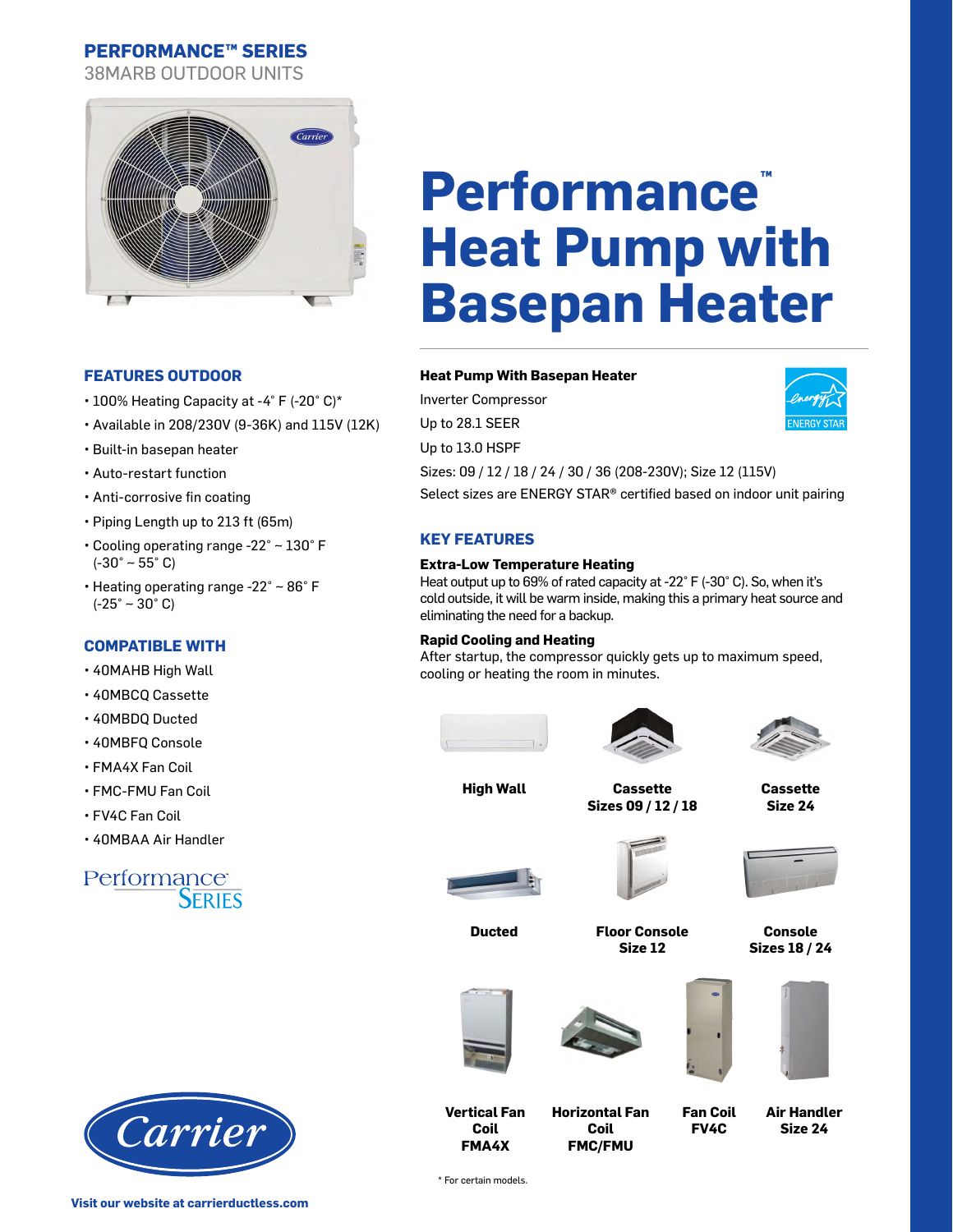# PERFORMANCE™ SERIES

38MARB OUTDOOR UNITS

# Performance™ Heat Pump with Basepan Heater

## FEATURES OUTDOOR

- 100% Heating Capacity at -4˚ F (-20˚ C)*
- Available in 208/230V (9-36K) and 115V (12K)
- Built-in basepan heater
- Auto-restart function
- Anti-corrosive fin coating
- Piping Length up to 213 ft (65m)
- Cooling operating range -22˚ ~ 130˚ F (-30˚ ~ 55˚ C)
- Heating operating range -22˚ ~ 86˚ F (-25˚ ~ 30˚ C)

## COMPATIBLE WITH

- 40MAHB High Wall
- 40MBCQ Cassette
- 40MBDQ Ducted
- 40MBFQ Console
- FMA4X Fan Coil
- FMC-FMU Fan Coil
- FV4C Fan Coil
- 40MBAA Air Handler

**Heat Pump With Basepan Heater**

Inverter Compressor

Up to 28.1 SEER

Up to 13.0 HSPF

Sizes: 09 / 12 / 18 / 24 / 30 / 36 (208-230V); Size 12 (115V)

Select sizes are ENERGY STAR® certified based on indoor unit pairing

## KEY FEATURES

**Extra-Low Temperature Heating**

Heat output up to 69% of rated capacity at -22˚ F (-30˚ C). So, when it's cold outside, it will be warm inside, making this a primary heat source and eliminating the need for a backup.

**Rapid Cooling and Heating**

After startup, the compressor quickly gets up to maximum speed, cooling or heating the room in minutes.

**High Wall**

**Cassette Sizes 09 / 12 / 18**

**Cassette Size 24**

**Ducted**

**Floor Console Size 12**

**Console Sizes 18 / 24**

**Vertical Fan Coil FMA4X**

**Horizontal Fan Coil FMC/FMU**

**Fan Coil FV4C**

**Air Handler Size 24**

\* For certain models.

Visit our website at carrierductless.com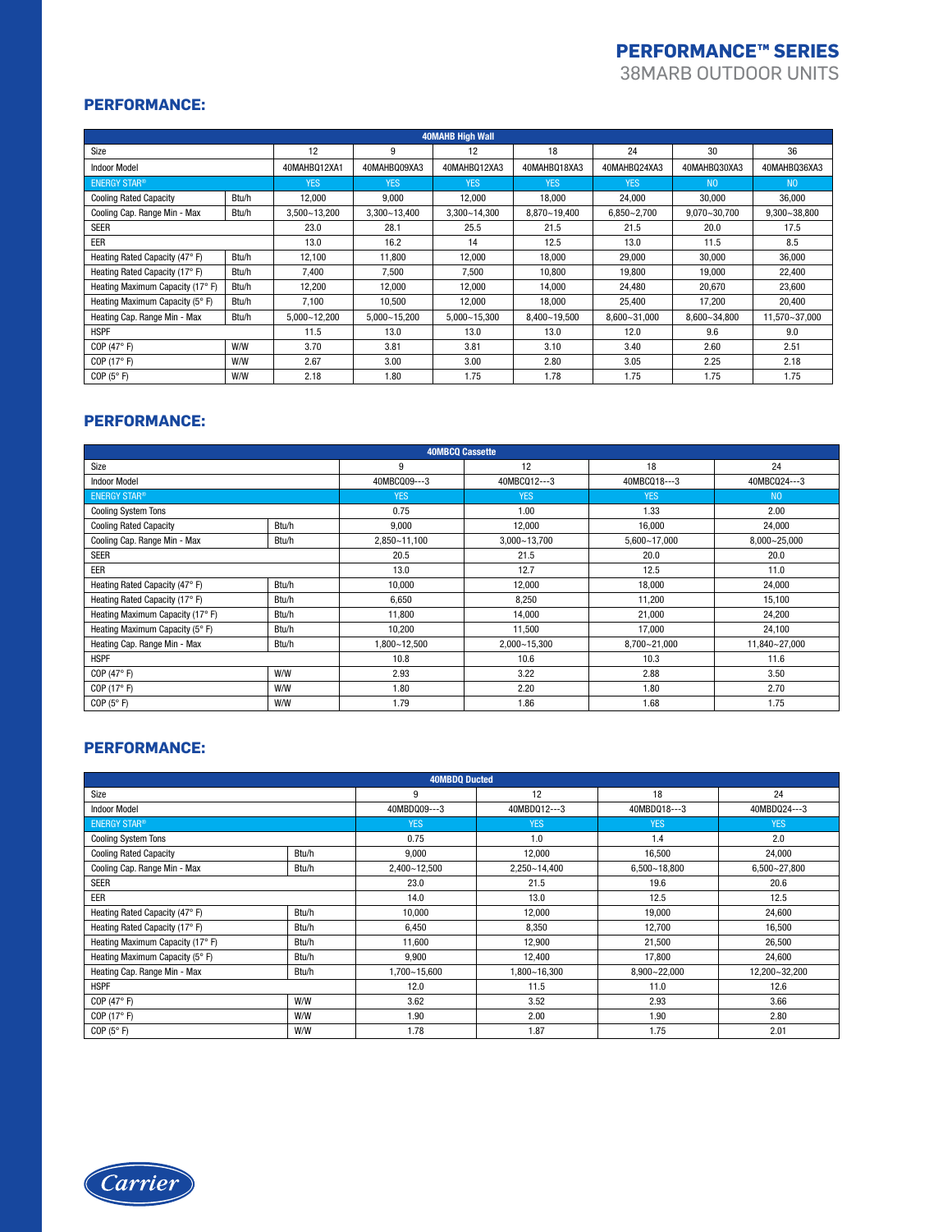# PERFORMANCE™ SERIES
## 38MARB OUTDOOR UNITS

### PERFORMANCE:

| 40MAHB High Wall | | | | | | | | |
|---|---|---|---|---|---|---|---|---|
| Size | | 12 | 9 | 12 | 18 | 24 | 30 | 36 |
| Indoor Model | | 40MAHBQ12XA1 | 40MAHBQ09XA3 | 40MAHBQ12XA3 | 40MAHBQ18XA3 | 40MAHBQ24XA3 | 40MAHBQ30XA3 | 40MAHBQ36XA3 |
| ENERGY STAR® | | YES | YES | YES | YES | YES | NO | NO |
| Cooling Rated Capacity | Btu/h | 12,000 | 9,000 | 12,000 | 18,000 | 24,000 | 30,000 | 36,000 |
| Cooling Cap. Range Min - Max | Btu/h | 3,500~13,200 | 3,300~13,400 | 3,300~14,300 | 8,870~19,400 | 6,850~2,700 | 9,070~30,700 | 9,300~38,800 |
| SEER | | 23.0 | 28.1 | 25.5 | 21.5 | 21.5 | 20.0 | 17.5 |
| EER | | 13.0 | 16.2 | 14 | 12.5 | 13.0 | 11.5 | 8.5 |
| Heating Rated Capacity (47° F) | Btu/h | 12,100 | 11,800 | 12,000 | 18,000 | 29,000 | 30,000 | 36,000 |
| Heating Rated Capacity (17° F) | Btu/h | 7,400 | 7,500 | 7,500 | 10,800 | 19,800 | 19,000 | 22,400 |
| Heating Maximum Capacity (17° F) | Btu/h | 12,200 | 12,000 | 12,000 | 14,000 | 24,480 | 20,670 | 23,600 |
| Heating Maximum Capacity (5° F) | Btu/h | 7,100 | 10,500 | 12,000 | 18,000 | 25,400 | 17,200 | 20,400 |
| Heating Cap. Range Min - Max | Btu/h | 5,000~12,200 | 5,000~15,200 | 5,000~15,300 | 8,400~19,500 | 8,600~31,000 | 8,600~34,800 | 11,570~37,000 |
| HSPF | | 11.5 | 13.0 | 13.0 | 13.0 | 12.0 | 9.6 | 9.0 |
| COP (47° F) | W/W | 3.70 | 3.81 | 3.81 | 3.10 | 3.40 | 2.60 | 2.51 |
| COP (17° F) | W/W | 2.67 | 3.00 | 3.00 | 2.80 | 3.05 | 2.25 | 2.18 |
| COP (5° F) | W/W | 2.18 | 1.80 | 1.75 | 1.78 | 1.75 | 1.75 | 1.75 |

### PERFORMANCE:

| 40MBCQ Cassette | | | | | |
|---|---|---|---|---|---|
| Size | | 9 | 12 | 18 | 24 |
| Indoor Model | | 40MBCQ09---3 | 40MBCQ12---3 | 40MBCQ18---3 | 40MBCQ24---3 |
| ENERGY STAR® | | YES | YES | YES | NO |
| Cooling System Tons | | 0.75 | 1.00 | 1.33 | 2.00 |
| Cooling Rated Capacity | Btu/h | 9,000 | 12,000 | 16,000 | 24,000 |
| Cooling Cap. Range Min - Max | Btu/h | 2,850~11,100 | 3,000~13,700 | 5,600~17,000 | 8,000~25,000 |
| SEER | | 20.5 | 21.5 | 20.0 | 20.0 |
| EER | | 13.0 | 12.7 | 12.5 | 11.0 |
| Heating Rated Capacity (47° F) | Btu/h | 10,000 | 12,000 | 18,000 | 24,000 |
| Heating Rated Capacity (17° F) | Btu/h | 6,650 | 8,250 | 11,200 | 15,100 |
| Heating Maximum Capacity (17° F) | Btu/h | 11,800 | 14,000 | 21,000 | 24,200 |
| Heating Maximum Capacity (5° F) | Btu/h | 10,200 | 11,500 | 17,000 | 24,100 |
| Heating Cap. Range Min - Max | Btu/h | 1,800~12,500 | 2,000~15,300 | 8,700~21,000 | 11,840~27,000 |
| HSPF | | 10.8 | 10.6 | 10.3 | 11.6 |
| COP (47° F) | W/W | 2.93 | 3.22 | 2.88 | 3.50 |
| COP (17° F) | W/W | 1.80 | 2.20 | 1.80 | 2.70 |
| COP (5° F) | W/W | 1.79 | 1.86 | 1.68 | 1.75 |

### PERFORMANCE:

| 40MBDQ Ducted | | | | | |
|---|---|---|---|---|---|
| Size | | 9 | 12 | 18 | 24 |
| Indoor Model | | 40MBDQ09---3 | 40MBDQ12---3 | 40MBDQ18---3 | 40MBDQ24---3 |
| ENERGY STAR® | | YES | YES | YES | YES |
| Cooling System Tons | | 0.75 | 1.0 | 1.4 | 2.0 |
| Cooling Rated Capacity | Btu/h | 9,000 | 12,000 | 16,500 | 24,000 |
| Cooling Cap. Range Min - Max | Btu/h | 2,400~12,500 | 2,250~14,400 | 6,500~18,800 | 6,500~27,800 |
| SEER | | 23.0 | 21.5 | 19.6 | 20.6 |
| EER | | 14.0 | 13.0 | 12.5 | 12.5 |
| Heating Rated Capacity (47° F) | Btu/h | 10,000 | 12,000 | 19,000 | 24,600 |
| Heating Rated Capacity (17° F) | Btu/h | 6,450 | 8,350 | 12,700 | 16,500 |
| Heating Maximum Capacity (17° F) | Btu/h | 11,600 | 12,900 | 21,500 | 26,500 |
| Heating Maximum Capacity (5° F) | Btu/h | 9,900 | 12,400 | 17,800 | 24,600 |
| Heating Cap. Range Min - Max | Btu/h | 1,700~15,600 | 1,800~16,300 | 8,900~22,000 | 12,200~32,200 |
| HSPF | | 12.0 | 11.5 | 11.0 | 12.6 |
| COP (47° F) | W/W | 3.62 | 3.52 | 2.93 | 3.66 |
| COP (17° F) | W/W | 1.90 | 2.00 | 1.90 | 2.80 |
| COP (5° F) | W/W | 1.78 | 1.87 | 1.75 | 2.01 |

Carrier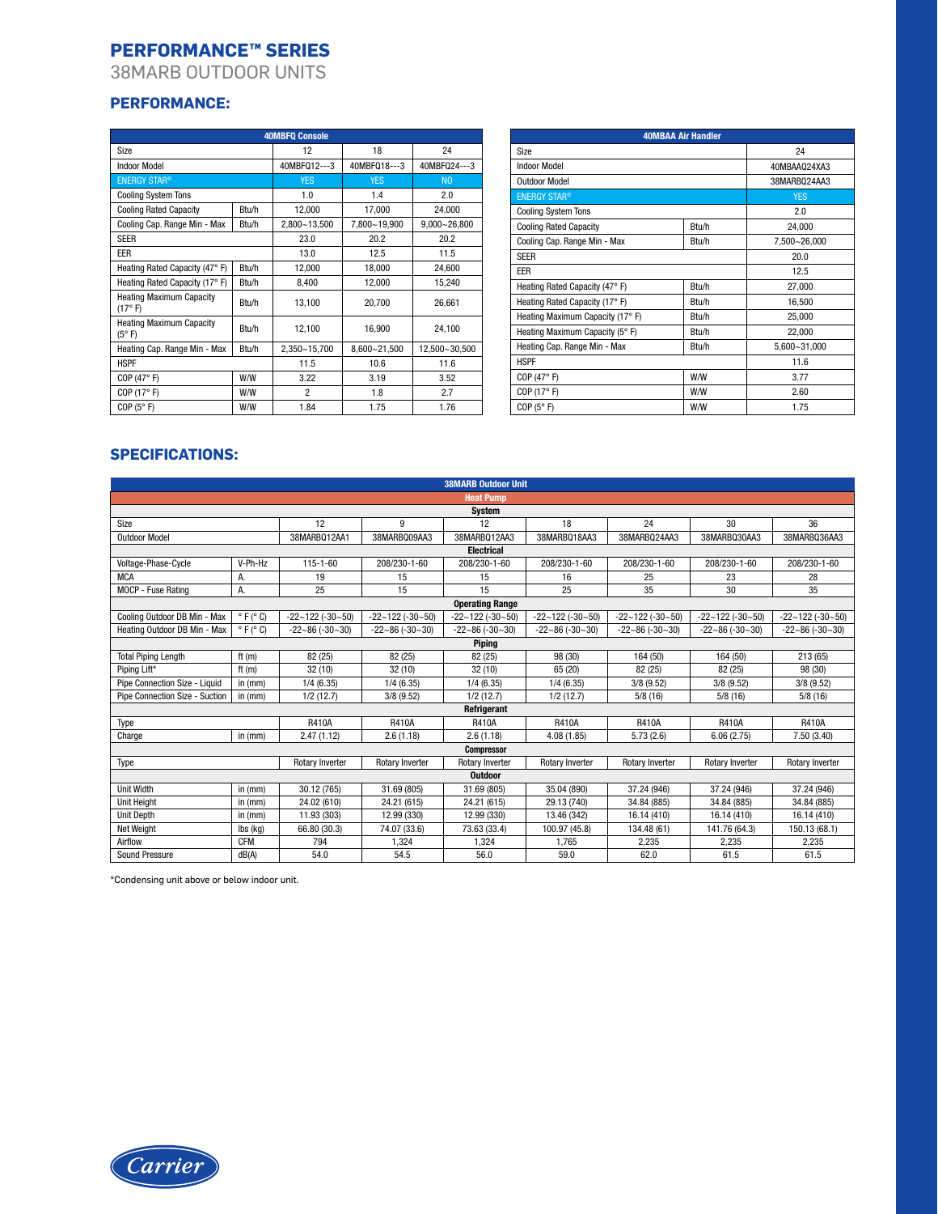# PERFORMANCE™ SERIES

## 38MARB OUTDOOR UNITS

### PERFORMANCE:

| 40MBFQ Console | | | | |
|---|---|---|---|---|
| Size | | 12 | 18 | 24 |
| Indoor Model | | 40MBFQ12---3 | 40MBFQ18---3 | 40MBFQ24---3 |
| ENERGY STAR® | | YES | YES | NO |
| Cooling System Tons | | 1.0 | 1.4 | 2.0 |
| Cooling Rated Capacity | Btu/h | 12,000 | 17,000 | 24,000 |
| Cooling Cap. Range Min - Max | Btu/h | 2,800~13,500 | 7,800~19,900 | 9,000~26,800 |
| SEER | | 23.0 | 20.2 | 20.2 |
| EER | | 13.0 | 12.5 | 11.5 |
| Heating Rated Capacity (47° F) | Btu/h | 12,000 | 18,000 | 24,600 |
| Heating Rated Capacity (17° F) | Btu/h | 8,400 | 12,000 | 15,240 |
| Heating Maximum Capacity (17° F) | Btu/h | 13,100 | 20,700 | 26,661 |
| Heating Maximum Capacity (5° F) | Btu/h | 12,100 | 16,900 | 24,100 |
| Heating Cap. Range Min - Max | Btu/h | 2,350~15,700 | 8,600~21,500 | 12,500~30,500 |
| HSPF | | 11.5 | 10.6 | 11.6 |
| COP (47° F) | W/W | 3.22 | 3.19 | 3.52 |
| COP (17° F) | W/W | 2 | 1.8 | 2.7 |
| COP (5° F) | W/W | 1.84 | 1.75 | 1.76 |

| 40MBAA Air Handler | | |
|---|---|---|
| Size | | 24 |
| Indoor Model | | 40MBAAQ24XA3 |
| Outdoor Model | | 38MARBQ24AA3 |
| ENERGY STAR® | | YES |
| Cooling System Tons | | 2.0 |
| Cooling Rated Capacity | Btu/h | 24,000 |
| Cooling Cap. Range Min - Max | Btu/h | 7,500~26,000 |
| SEER | | 20.0 |
| EER | | 12.5 |
| Heating Rated Capacity (47° F) | Btu/h | 27,000 |
| Heating Rated Capacity (17° F) | Btu/h | 16,500 |
| Heating Maximum Capacity (17° F) | Btu/h | 25,000 |
| Heating Maximum Capacity (5° F) | Btu/h | 22,000 |
| Heating Cap. Range Min - Max | Btu/h | 5,600~31,000 |
| HSPF | | 11.6 |
| COP (47° F) | W/W | 3.77 |
| COP (17° F) | W/W | 2.60 |
| COP (5° F) | W/W | 1.75 |

### SPECIFICATIONS:

| 38MARB Outdoor Unit | | | | | | | | |
|---|---|---|---|---|---|---|---|---|
| **Heat Pump** | | | | | | | | |
| **System** | | | | | | | | |
| Size | | 12 | 9 | 12 | 18 | 24 | 30 | 36 |
| Outdoor Model | | 38MARBQ12AA1 | 38MARBQ09AA3 | 38MARBQ12AA3 | 38MARBQ18AA3 | 38MARBQ24AA3 | 38MARBQ30AA3 | 38MARBQ36AA3 |
| **Electrical** | | | | | | | | |
| Voltage-Phase-Cycle | V-Ph-Hz | 115-1-60 | 208/230-1-60 | 208/230-1-60 | 208/230-1-60 | 208/230-1-60 | 208/230-1-60 | 208/230-1-60 |
| MCA | A. | 19 | 15 | 15 | 16 | 25 | 23 | 28 |
| MOCP - Fuse Rating | A. | 25 | 15 | 15 | 25 | 35 | 30 | 35 |
| **Operating Range** | | | | | | | | |
| Cooling Outdoor DB Min - Max | ° F (° C) | -22~122 (-30~50) | -22~122 (-30~50) | -22~122 (-30~50) | -22~122 (-30~50) | -22~122 (-30~50) | -22~122 (-30~50) | -22~122 (-30~50) |
| Heating Outdoor DB Min - Max | ° F (° C) | -22~86 (-30~30) | -22~86 (-30~30) | -22~86 (-30~30) | -22~86 (-30~30) | -22~86 (-30~30) | -22~86 (-30~30) | -22~86 (-30~30) |
| **Piping** | | | | | | | | |
| Total Piping Length | ft (m) | 82 (25) | 82 (25) | 82 (25) | 98 (30) | 164 (50) | 164 (50) | 213 (65) |
| Piping Lift* | ft (m) | 32 (10) | 32 (10) | 32 (10) | 65 (20) | 82 (25) | 82 (25) | 98 (30) |
| Pipe Connection Size - Liquid | in (mm) | 1/4 (6.35) | 1/4 (6.35) | 1/4 (6.35) | 1/4 (6.35) | 3/8 (9.52) | 3/8 (9.52) | 3/8 (9.52) |
| Pipe Connection Size - Suction | in (mm) | 1/2 (12.7) | 3/8 (9.52) | 1/2 (12.7) | 1/2 (12.7) | 5/8 (16) | 5/8 (16) | 5/8 (16) |
| **Refrigerant** | | | | | | | | |
| Type | | R410A | R410A | R410A | R410A | R410A | R410A | R410A |
| Charge | in (mm) | 2.47 (1.12) | 2.6 (1.18) | 2.6 (1.18) | 4.08 (1.85) | 5.73 (2.6) | 6.06 (2.75) | 7.50 (3.40) |
| **Compressor** | | | | | | | | |
| Type | | Rotary Inverter | Rotary Inverter | Rotary Inverter | Rotary Inverter | Rotary Inverter | Rotary Inverter | Rotary Inverter |
| **Outdoor** | | | | | | | | |
| Unit Width | in (mm) | 30.12 (765) | 31.69 (805) | 31.69 (805) | 35.04 (890) | 37.24 (946) | 37.24 (946) | 37.24 (946) |
| Unit Height | in (mm) | 24.02 (610) | 24.21 (615) | 24.21 (615) | 29.13 (740) | 34.84 (885) | 34.84 (885) | 34.84 (885) |
| Unit Depth | in (mm) | 11.93 (303) | 12.99 (330) | 12.99 (330) | 13.46 (342) | 16.14 (410) | 16.14 (410) | 16.14 (410) |
| Net Weight | lbs (kg) | 66.80 (30.3) | 74.07 (33.6) | 73.63 (33.4) | 100.97 (45.8) | 134.48 (61) | 141.76 (64.3) | 150.13 (68.1) |
| Airflow | CFM | 794 | 1,324 | 1,324 | 1,765 | 2,235 | 2,235 | 2,235 |
| Sound Pressure | dB(A) | 54.0 | 54.5 | 56.0 | 59.0 | 62.0 | 61.5 | 61.5 |

*Condensing unit above or below indoor unit.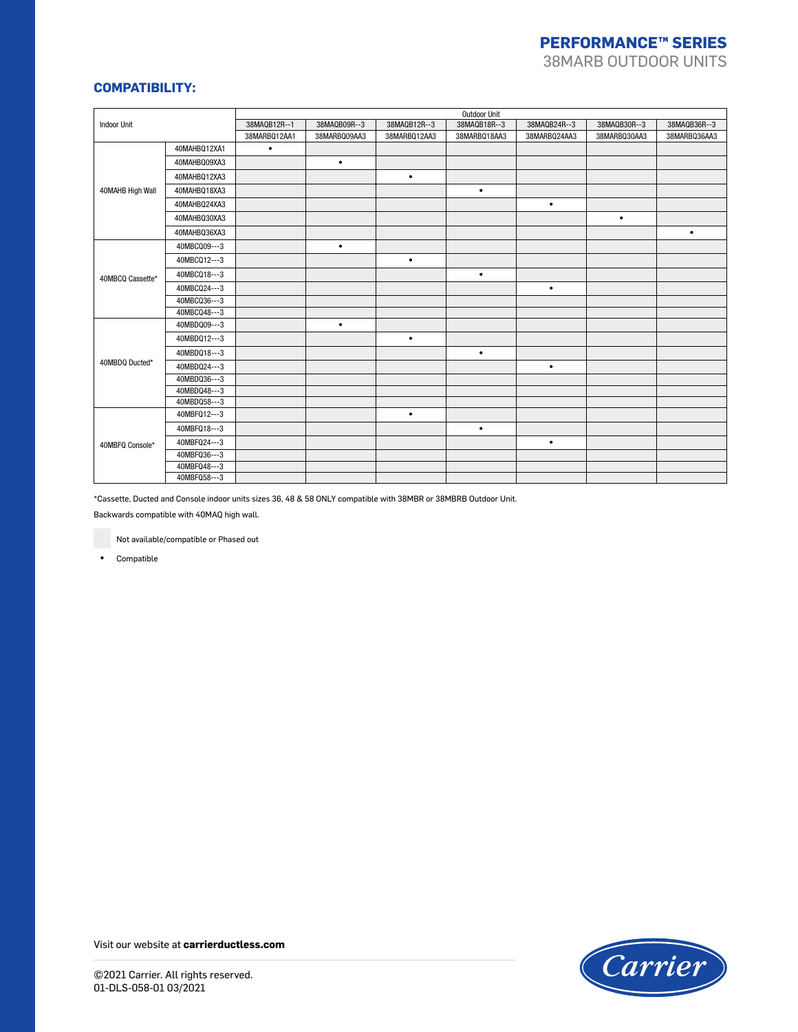## COMPATIBILITY:

| Indoor Unit | | Outdoor Unit | | | | | | |
|---|---|---|---|---|---|---|---|---|
| | | 38MAQB12R--1 | 38MAQB09R--3 | 38MAQB12R--3 | 38MAQB18R--3 | 38MAQB24R--3 | 38MAQB30R--3 | 38MAQB36R--3 |
| | | 38MARBQ12AA1 | 38MARBQ09AA3 | 38MARBQ12AA3 | 38MARBQ18AA3 | 38MARBQ24AA3 | 38MARBQ30AA3 | 38MARBQ36AA3 |
| 40MAHB High Wall | 40MAHBQ12XA1 | • | | | | | | |
| | 40MAHBQ09XA3 | | • | | | | | |
| | 40MAHBQ12XA3 | | | • | | | | |
| | 40MAHBQ18XA3 | | | | • | | | |
| | 40MAHBQ24XA3 | | | | | • | | |
| | 40MAHBQ30XA3 | | | | | | • | |
| | 40MAHBQ36XA3 | | | | | | | • |
| 40MBCQ Cassette* | 40MBCQ09---3 | | • | | | | | |
| | 40MBCQ12---3 | | | • | | | | |
| | 40MBCQ18---3 | | | | • | | | |
| | 40MBCQ24---3 | | | | | • | | |
| | 40MBCQ36---3 | | | | | | | |
| | 40MBCQ48---3 | | | | | | | |
| 40MBDQ Ducted* | 40MBDQ09---3 | | • | | | | | |
| | 40MBDQ12---3 | | | • | | | | |
| | 40MBDQ18---3 | | | | • | | | |
| | 40MBDQ24---3 | | | | | • | | |
| | 40MBDQ36---3 | | | | | | | |
| | 40MBDQ48---3 | | | | | | | |
| | 40MBDQ58---3 | | | | | | | |
| 40MBFQ Console* | 40MBFQ12---3 | | | • | | | | |
| | 40MBFQ18---3 | | | | • | | | |
| | 40MBFQ24---3 | | | | | • | | |
| | 40MBFQ36---3 | | | | | | | |
| | 40MBFQ48---3 | | | | | | | |
| | 40MBFQ58---3 | | | | | | | |

*Cassette, Ducted and Console indoor units sizes 36, 48 & 58 ONLY compatible with 38MBR or 38MBRB Outdoor Unit.

Backwards compatible with 40MAQ high wall.

(shaded) Not available/compatible or Phased out

• Compatible

Visit our website at **carrierductless.com**

©2021 Carrier. All rights reserved.
01-DLS-058-01 03/2021